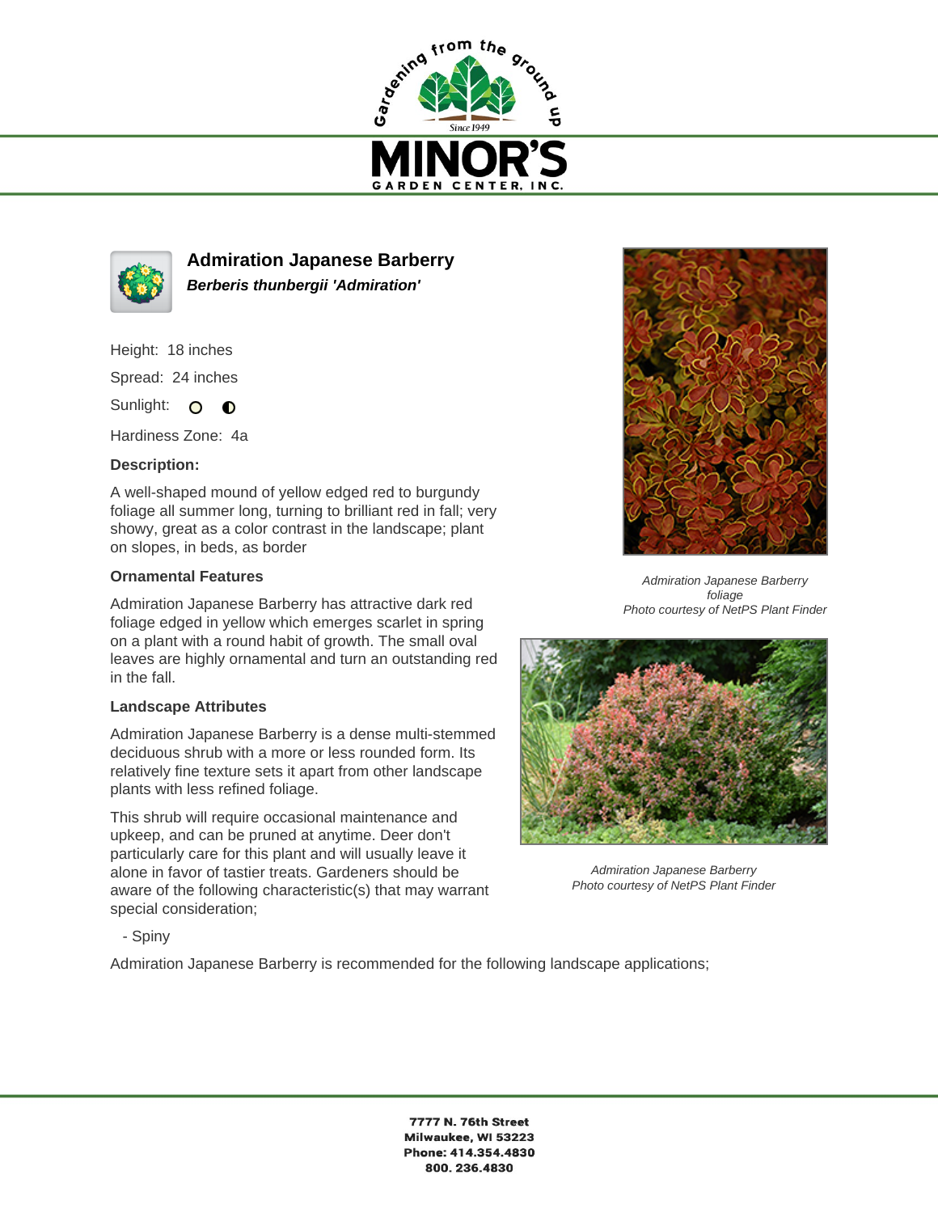# Admiration Japanese Barberry

***Berberis thunbergii 'Admiration'***

Height: 18 inches

Spread: 24 inches

Sunlight: ○ ◐

Hardiness Zone: 4a

**Description:**

A well-shaped mound of yellow edged red to burgundy foliage all summer long, turning to brilliant red in fall; very showy, great as a color contrast in the landscape; plant on slopes, in beds, as border

### Ornamental Features

Admiration Japanese Barberry has attractive dark red foliage edged in yellow which emerges scarlet in spring on a plant with a round habit of growth. The small oval leaves are highly ornamental and turn an outstanding red in the fall.

### Landscape Attributes

Admiration Japanese Barberry is a dense multi-stemmed deciduous shrub with a more or less rounded form. Its relatively fine texture sets it apart from other landscape plants with less refined foliage.

This shrub will require occasional maintenance and upkeep, and can be pruned at anytime. Deer don't particularly care for this plant and will usually leave it alone in favor of tastier treats. Gardeners should be aware of the following characteristic(s) that may warrant special consideration;

- Spiny

Admiration Japanese Barberry is recommended for the following landscape applications;

*Admiration Japanese Barberry foliage*
*Photo courtesy of NetPS Plant Finder*

*Admiration Japanese Barberry*
*Photo courtesy of NetPS Plant Finder*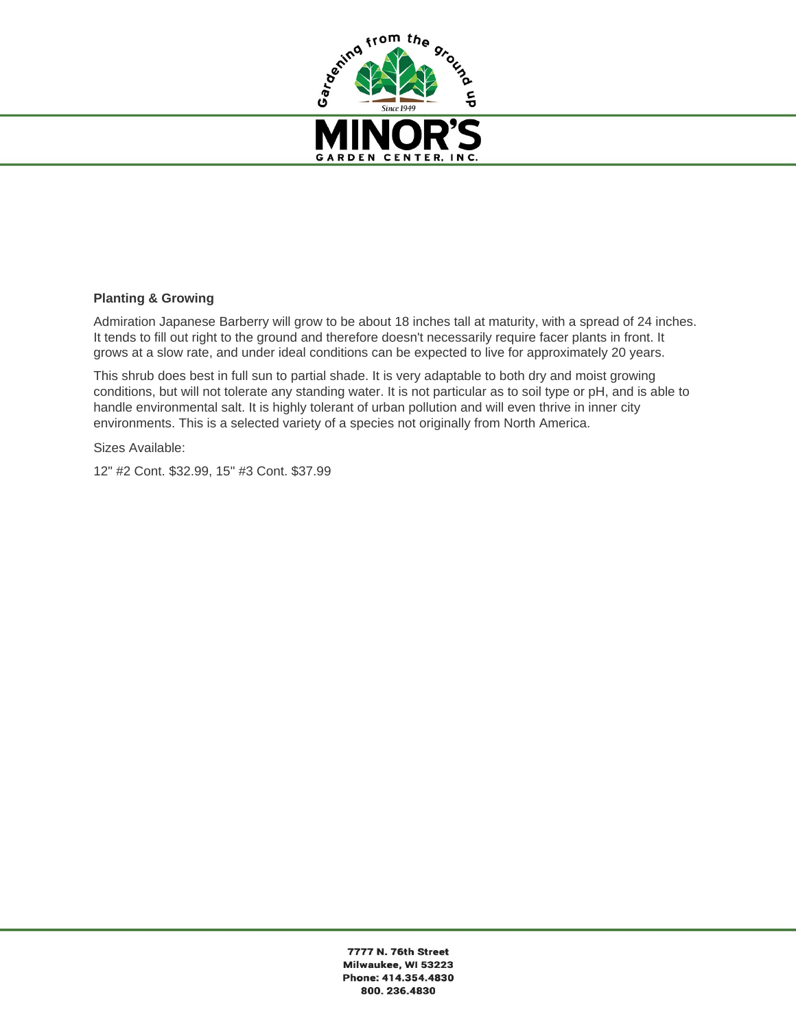**Planting & Growing**

Admiration Japanese Barberry will grow to be about 18 inches tall at maturity, with a spread of 24 inches. It tends to fill out right to the ground and therefore doesn't necessarily require facer plants in front. It grows at a slow rate, and under ideal conditions can be expected to live for approximately 20 years.

This shrub does best in full sun to partial shade. It is very adaptable to both dry and moist growing conditions, but will not tolerate any standing water. It is not particular as to soil type or pH, and is able to handle environmental salt. It is highly tolerant of urban pollution and will even thrive in inner city environments. This is a selected variety of a species not originally from North America.

Sizes Available:

12" #2 Cont. $32.99, 15" #3 Cont. $37.99